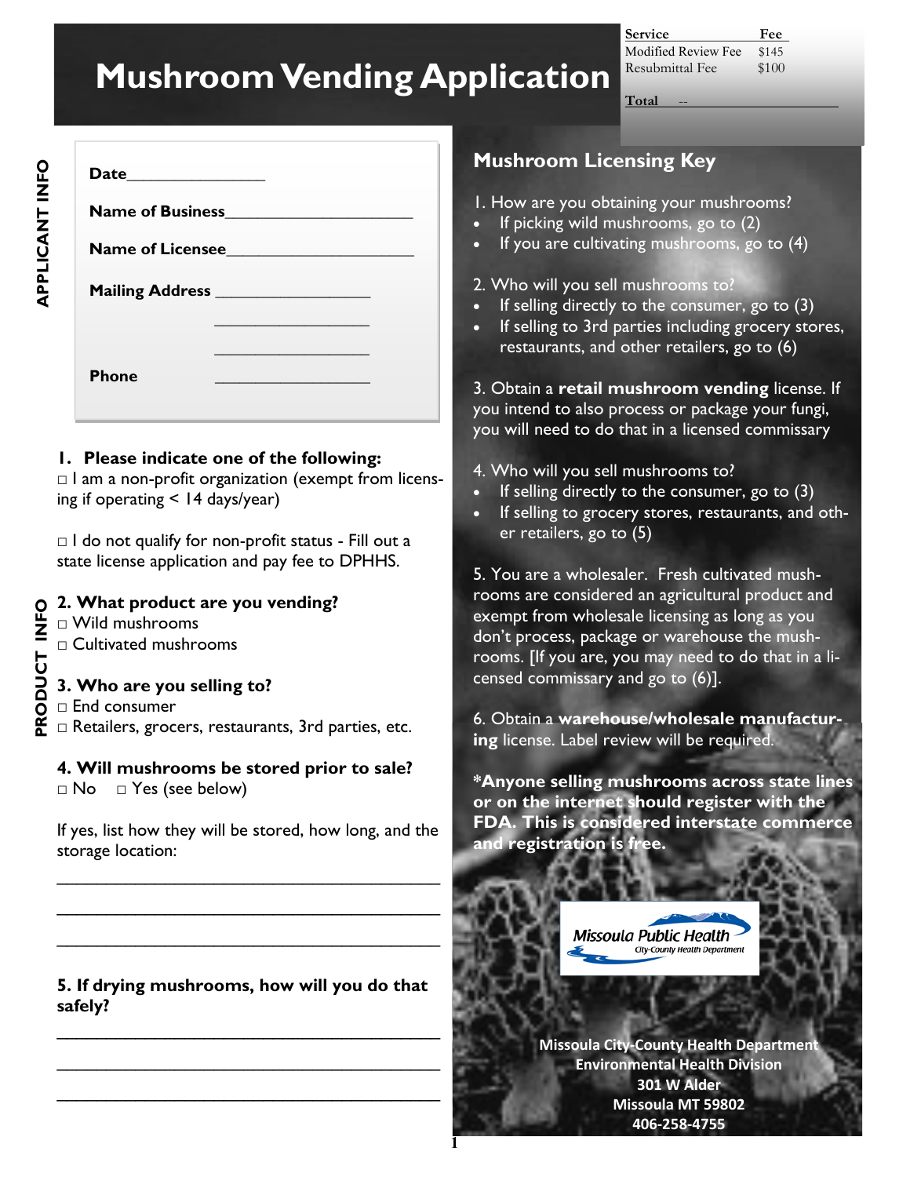# Mushroom Vending Application

| Service | Fee |
|---|---|
| Modified Review Fee | $145 |
| Resubmittal Fee | $100 |
| **Total** | -- |

## APPLICANT INFO

**Date**________________

**Name of Business**______________________

**Name of Licensee**______________________

**Mailing Address** __________________

__________________

__________________

**Phone** __________________

## PRODUCT INFO

**1. Please indicate one of the following:**

□ I am a non-profit organization (exempt from licensing if operating < 14 days/year)

□ I do not qualify for non-profit status - Fill out a state license application and pay fee to DPHHS.

**2. What product are you vending?**

□ Wild mushrooms

□ Cultivated mushrooms

**3. Who are you selling to?**

□ End consumer

□ Retailers, grocers, restaurants, 3rd parties, etc.

**4. Will mushrooms be stored prior to sale?**

□ No □ Yes (see below)

If yes, list how they will be stored, how long, and the storage location:

_____________________________________________

_____________________________________________

_____________________________________________

**5. If drying mushrooms, how will you do that safely?**

_____________________________________________

_____________________________________________

_____________________________________________

## Mushroom Licensing Key

1. How are you obtaining your mushrooms?
   - If picking wild mushrooms, go to (2)
   - If you are cultivating mushrooms, go to (4)

2. Who will you sell mushrooms to?
   - If selling directly to the consumer, go to (3)
   - If selling to 3rd parties including grocery stores, restaurants, and other retailers, go to (6)

3. Obtain a **retail mushroom vending** license. If you intend to also process or package your fungi, you will need to do that in a licensed commissary

4. Who will you sell mushrooms to?
   - If selling directly to the consumer, go to (3)
   - If selling to grocery stores, restaurants, and other retailers, go to (5)

5. You are a wholesaler. Fresh cultivated mushrooms are considered an agricultural product and exempt from wholesale licensing as long as you don't process, package or warehouse the mushrooms. [If you are, you may need to do that in a licensed commissary and go to (6)].

6. Obtain a **warehouse/wholesale manufacturing** license. Label review will be required.

**\*Anyone selling mushrooms across state lines or on the internet should register with the FDA. This is considered interstate commerce and registration is free.**

Missoula Public Health
City-County Health Department

**Missoula City-County Health Department**
**Environmental Health Division**
**301 W Alder**
**Missoula MT 59802**
**406-258-4755**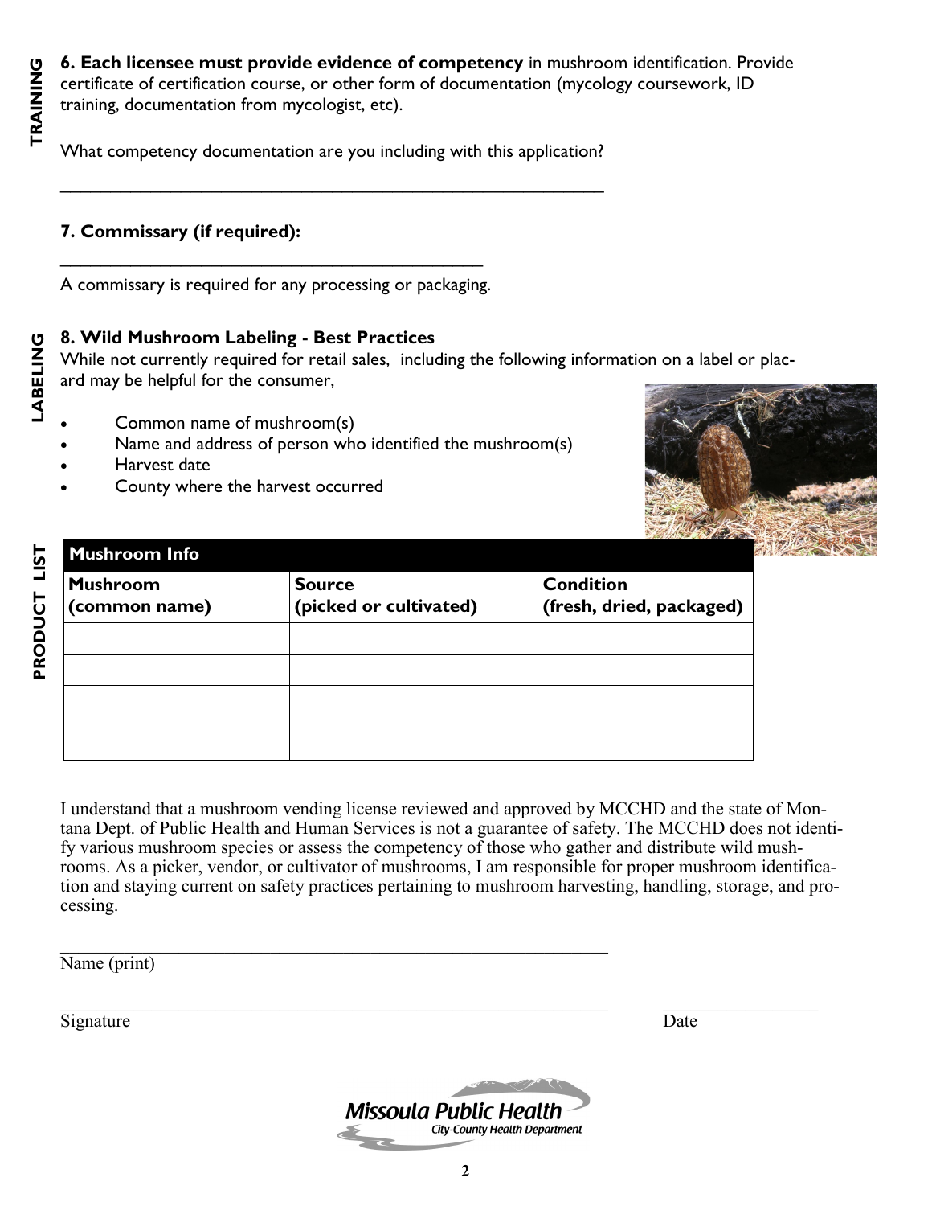TRAINING

**6. Each licensee must provide evidence of competency** in mushroom identification. Provide certificate of certification course, or other form of documentation (mycology coursework, ID training, documentation from mycologist, etc).

What competency documentation are you including with this application?

_______________________________________________________________

**7. Commissary (if required):**

_____________________________________________

A commissary is required for any processing or packaging.

LABELING

**8. Wild Mushroom Labeling - Best Practices**

While not currently required for retail sales, including the following information on a label or placard may be helpful for the consumer,

- Common name of mushroom(s)
- Name and address of person who identified the mushroom(s)
- Harvest date
- County where the harvest occurred

PRODUCT LIST

| Mushroom Info | | |
|---|---|---|
| **Mushroom (common name)** | **Source (picked or cultivated)** | **Condition (fresh, dried, packaged)** |
| | | |
| | | |
| | | |
| | | |

I understand that a mushroom vending license reviewed and approved by MCCHD and the state of Montana Dept. of Public Health and Human Services is not a guarantee of safety. The MCCHD does not identify various mushroom species or assess the competency of those who gather and distribute wild mushrooms. As a picker, vendor, or cultivator of mushrooms, I am responsible for proper mushroom identification and staying current on safety practices pertaining to mushroom harvesting, handling, storage, and processing.

_______________________________________________________________

Name (print)

_______________________________________________________________ _________________

Signature Date

Missoula Public Health
City-County Health Department